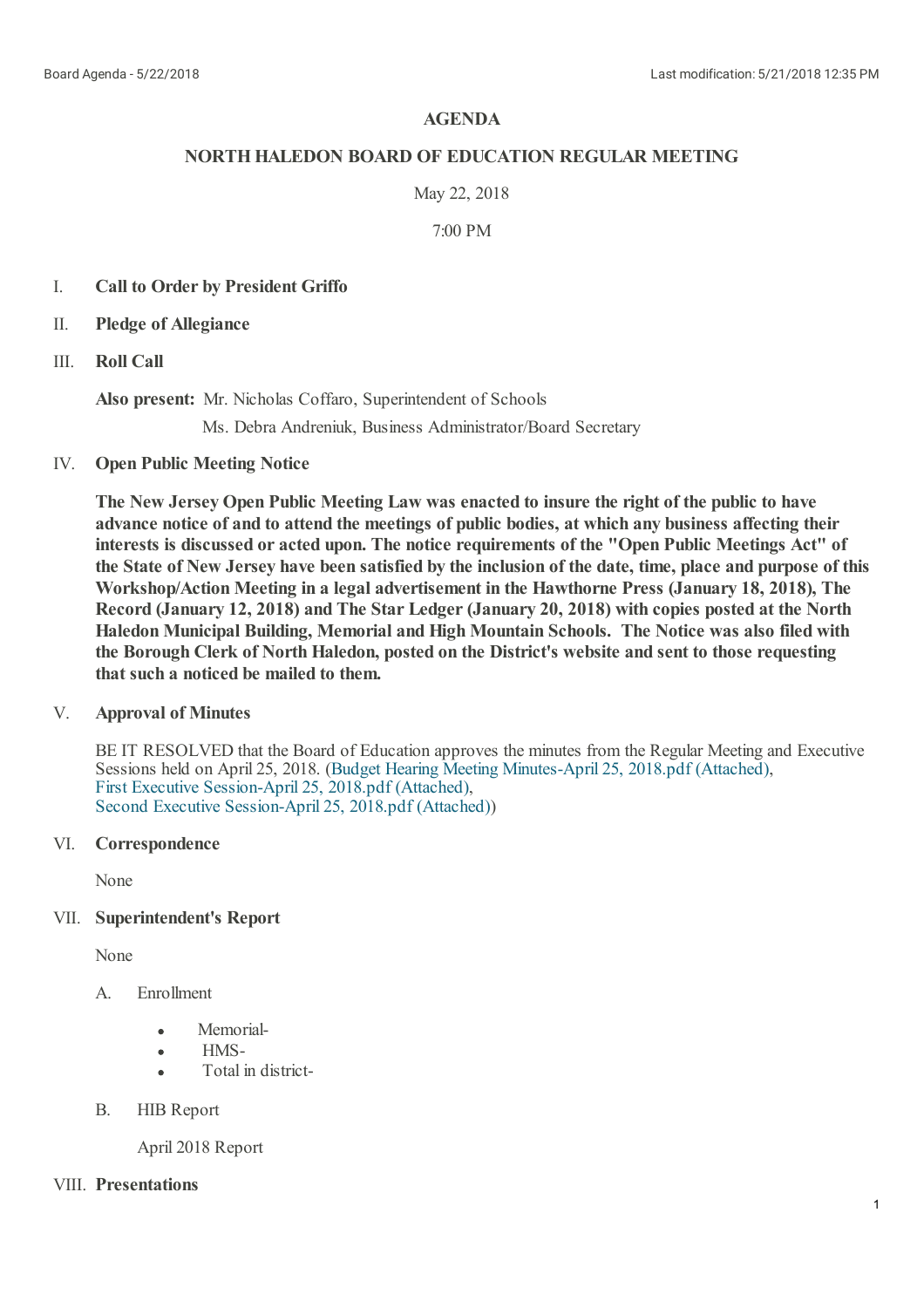# AGENDA

## NORTH HALEDON BOARD OF EDUCATION REGULAR MEETING

May 22, 2018

7:00 PM

I. **Call to Order by President Griffo**

II. **Pledge of Allegiance**

III. **Roll Call**

**Also present:** Mr. Nicholas Coffaro, Superintendent of Schools

Ms. Debra Andreniuk, Business Administrator/Board Secretary

IV. **Open Public Meeting Notice**

**The New Jersey Open Public Meeting Law was enacted to insure the right of the public to have advance notice of and to attend the meetings of public bodies, at which any business affecting their interests is discussed or acted upon. The notice requirements of the "Open Public Meetings Act" of the State of New Jersey have been satisfied by the inclusion of the date, time, place and purpose of this Workshop/Action Meeting in a legal advertisement in the Hawthorne Press (January 18, 2018), The Record (January 12, 2018) and The Star Ledger (January 20, 2018) with copies posted at the North Haledon Municipal Building, Memorial and High Mountain Schools. The Notice was also filed with the Borough Clerk of North Haledon, posted on the District's website and sent to those requesting that such a noticed be mailed to them.**

V. **Approval of Minutes**

BE IT RESOLVED that the Board of Education approves the minutes from the Regular Meeting and Executive Sessions held on April 25, 2018. (Budget Hearing Meeting Minutes-April 25, 2018.pdf (Attached), First Executive Session-April 25, 2018.pdf (Attached), Second Executive Session-April 25, 2018.pdf (Attached))

VI. **Correspondence**

None

VII. **Superintendent's Report**

None

A. Enrollment

- Memorial-
- HMS-
- Total in district-

B. HIB Report

April 2018 Report

VIII. **Presentations**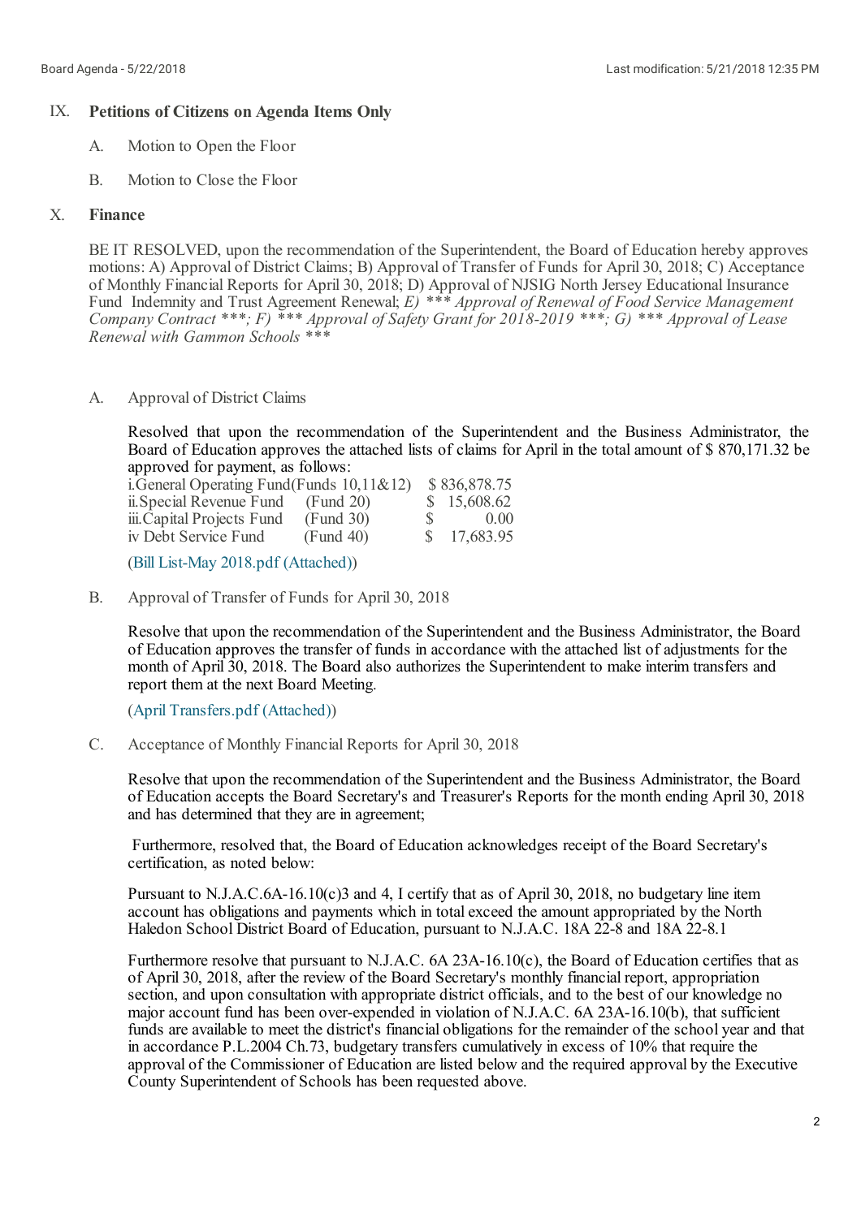## IX. Petitions of Citizens on Agenda Items Only

A. Motion to Open the Floor

B. Motion to Close the Floor

## X. Finance

BE IT RESOLVED, upon the recommendation of the Superintendent, the Board of Education hereby approves motions: A) Approval of District Claims; B) Approval of Transfer of Funds for April 30, 2018; C) Acceptance of Monthly Financial Reports for April 30, 2018; D) Approval of NJSIG North Jersey Educational Insurance Fund Indemnity and Trust Agreement Renewal; *E) *** Approval of Renewal of Food Service Management Company Contract ***; F) *** Approval of Safety Grant for 2018-2019 ***; G) *** Approval of Lease Renewal with Gammon Schools ****

A. Approval of District Claims

Resolved that upon the recommendation of the Superintendent and the Business Administrator, the Board of Education approves the attached lists of claims for April in the total amount of $ 870,171.32 be approved for payment, as follows:

| | | |
|---|---|---|
| i.General Operating Fund | (Funds 10,11&12) | $ 836,878.75 |
| ii.Special Revenue Fund | (Fund 20) | $ 15,608.62 |
| iii.Capital Projects Fund | (Fund 30) | $ 0.00 |
| iv Debt Service Fund | (Fund 40) | $ 17,683.95 |

(Bill List-May 2018.pdf (Attached))

B. Approval of Transfer of Funds for April 30, 2018

Resolve that upon the recommendation of the Superintendent and the Business Administrator, the Board of Education approves the transfer of funds in accordance with the attached list of adjustments for the month of April 30, 2018. The Board also authorizes the Superintendent to make interim transfers and report them at the next Board Meeting.

(April Transfers.pdf (Attached))

C. Acceptance of Monthly Financial Reports for April 30, 2018

Resolve that upon the recommendation of the Superintendent and the Business Administrator, the Board of Education accepts the Board Secretary's and Treasurer's Reports for the month ending April 30, 2018 and has determined that they are in agreement;

Furthermore, resolved that, the Board of Education acknowledges receipt of the Board Secretary's certification, as noted below:

Pursuant to N.J.A.C.6A-16.10(c)3 and 4, I certify that as of April 30, 2018, no budgetary line item account has obligations and payments which in total exceed the amount appropriated by the North Haledon School District Board of Education, pursuant to N.J.A.C. 18A 22-8 and 18A 22-8.1

Furthermore resolve that pursuant to N.J.A.C. 6A 23A-16.10(c), the Board of Education certifies that as of April 30, 2018, after the review of the Board Secretary's monthly financial report, appropriation section, and upon consultation with appropriate district officials, and to the best of our knowledge no major account fund has been over-expended in violation of N.J.A.C. 6A 23A-16.10(b), that sufficient funds are available to meet the district's financial obligations for the remainder of the school year and that in accordance P.L.2004 Ch.73, budgetary transfers cumulatively in excess of 10% that require the approval of the Commissioner of Education are listed below and the required approval by the Executive County Superintendent of Schools has been requested above.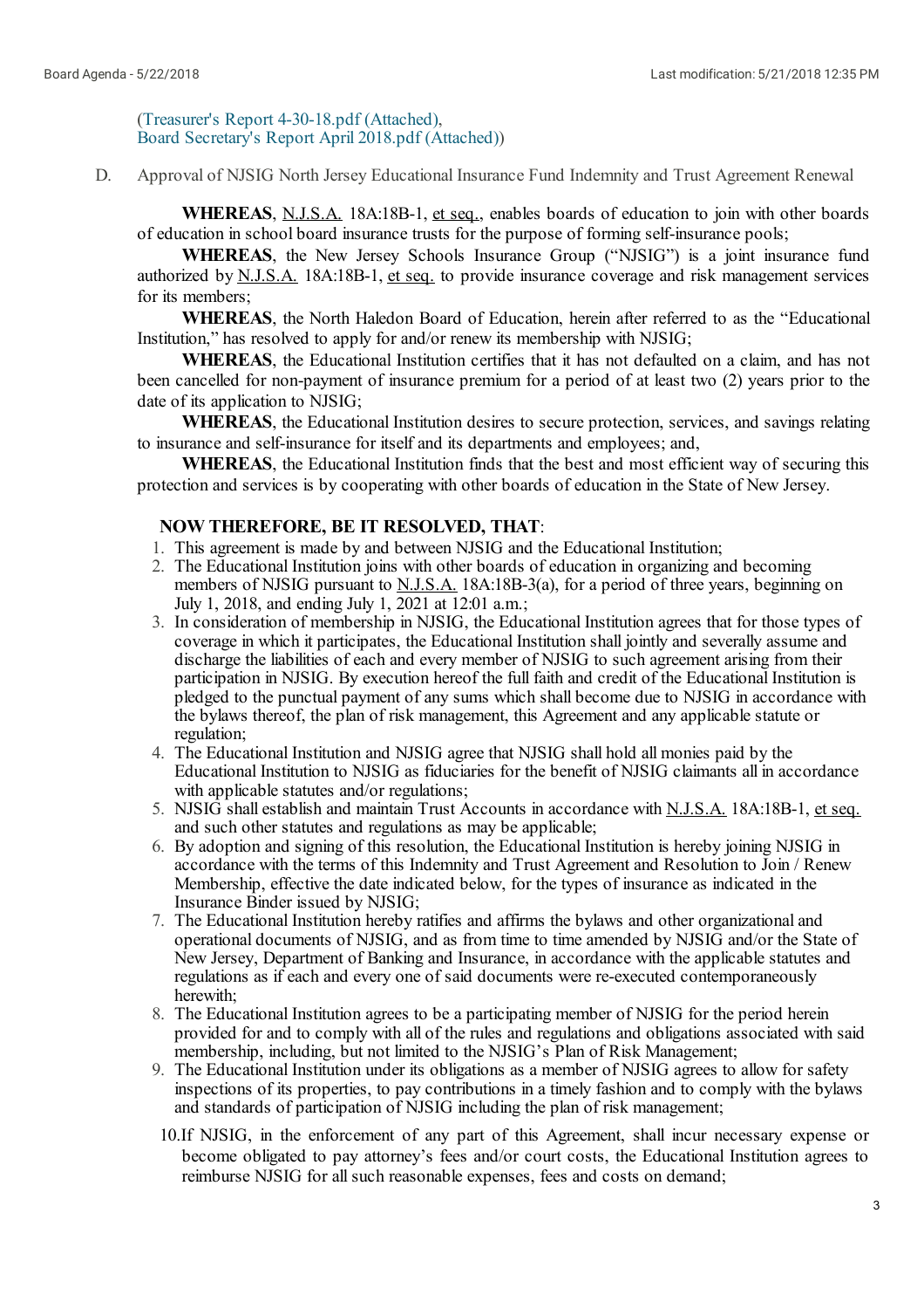(Treasurer's Report 4-30-18.pdf (Attached),
Board Secretary's Report April 2018.pdf (Attached))

D. Approval of NJSIG North Jersey Educational Insurance Fund Indemnity and Trust Agreement Renewal

**WHEREAS**, N.J.S.A. 18A:18B-1, et seq., enables boards of education to join with other boards of education in school board insurance trusts for the purpose of forming self-insurance pools;

**WHEREAS**, the New Jersey Schools Insurance Group ("NJSIG") is a joint insurance fund authorized by N.J.S.A. 18A:18B-1, et seq. to provide insurance coverage and risk management services for its members;

**WHEREAS**, the North Haledon Board of Education, herein after referred to as the "Educational Institution," has resolved to apply for and/or renew its membership with NJSIG;

**WHEREAS**, the Educational Institution certifies that it has not defaulted on a claim, and has not been cancelled for non-payment of insurance premium for a period of at least two (2) years prior to the date of its application to NJSIG;

**WHEREAS**, the Educational Institution desires to secure protection, services, and savings relating to insurance and self-insurance for itself and its departments and employees; and,

**WHEREAS**, the Educational Institution finds that the best and most efficient way of securing this protection and services is by cooperating with other boards of education in the State of New Jersey.

**NOW THEREFORE, BE IT RESOLVED, THAT**:

1. This agreement is made by and between NJSIG and the Educational Institution;
2. The Educational Institution joins with other boards of education in organizing and becoming members of NJSIG pursuant to N.J.S.A. 18A:18B-3(a), for a period of three years, beginning on July 1, 2018, and ending July 1, 2021 at 12:01 a.m.;
3. In consideration of membership in NJSIG, the Educational Institution agrees that for those types of coverage in which it participates, the Educational Institution shall jointly and severally assume and discharge the liabilities of each and every member of NJSIG to such agreement arising from their participation in NJSIG. By execution hereof the full faith and credit of the Educational Institution is pledged to the punctual payment of any sums which shall become due to NJSIG in accordance with the bylaws thereof, the plan of risk management, this Agreement and any applicable statute or regulation;
4. The Educational Institution and NJSIG agree that NJSIG shall hold all monies paid by the Educational Institution to NJSIG as fiduciaries for the benefit of NJSIG claimants all in accordance with applicable statutes and/or regulations;
5. NJSIG shall establish and maintain Trust Accounts in accordance with N.J.S.A. 18A:18B-1, et seq. and such other statutes and regulations as may be applicable;
6. By adoption and signing of this resolution, the Educational Institution is hereby joining NJSIG in accordance with the terms of this Indemnity and Trust Agreement and Resolution to Join / Renew Membership, effective the date indicated below, for the types of insurance as indicated in the Insurance Binder issued by NJSIG;
7. The Educational Institution hereby ratifies and affirms the bylaws and other organizational and operational documents of NJSIG, and as from time to time amended by NJSIG and/or the State of New Jersey, Department of Banking and Insurance, in accordance with the applicable statutes and regulations as if each and every one of said documents were re-executed contemporaneously herewith;
8. The Educational Institution agrees to be a participating member of NJSIG for the period herein provided for and to comply with all of the rules and regulations and obligations associated with said membership, including, but not limited to the NJSIG's Plan of Risk Management;
9. The Educational Institution under its obligations as a member of NJSIG agrees to allow for safety inspections of its properties, to pay contributions in a timely fashion and to comply with the bylaws and standards of participation of NJSIG including the plan of risk management;
10. If NJSIG, in the enforcement of any part of this Agreement, shall incur necessary expense or become obligated to pay attorney's fees and/or court costs, the Educational Institution agrees to reimburse NJSIG for all such reasonable expenses, fees and costs on demand;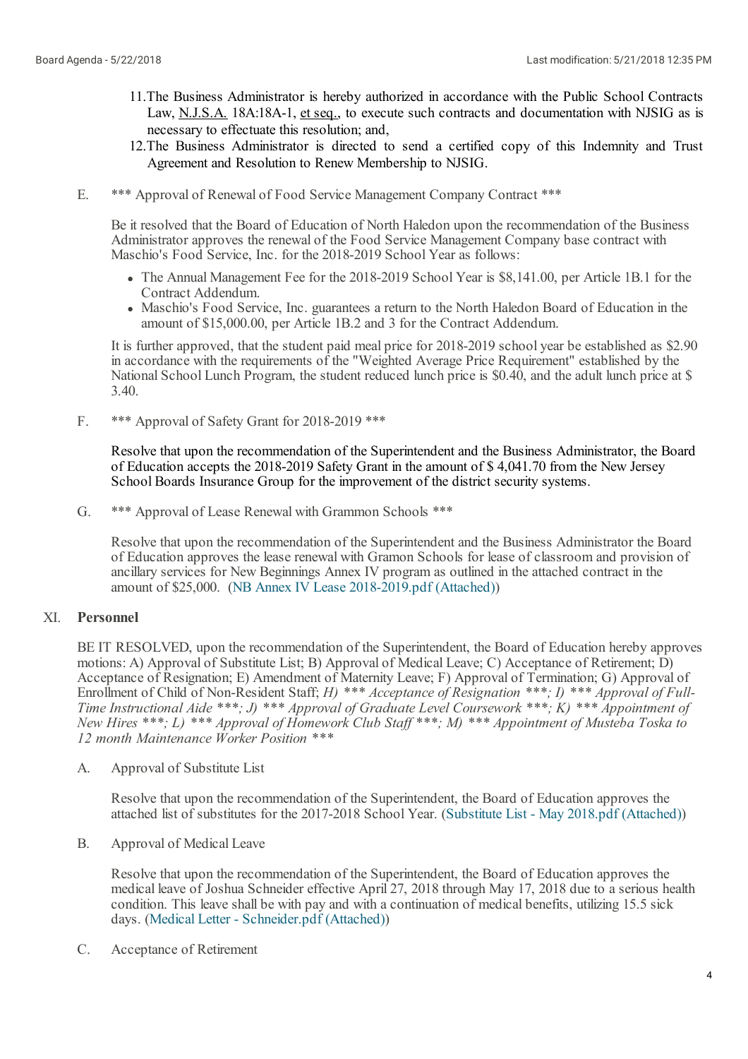11. The Business Administrator is hereby authorized in accordance with the Public School Contracts Law, N.J.S.A. 18A:18A-1, et seq., to execute such contracts and documentation with NJSIG as is necessary to effectuate this resolution; and,
12. The Business Administrator is directed to send a certified copy of this Indemnity and Trust Agreement and Resolution to Renew Membership to NJSIG.

E. *** Approval of Renewal of Food Service Management Company Contract ***

Be it resolved that the Board of Education of North Haledon upon the recommendation of the Business Administrator approves the renewal of the Food Service Management Company base contract with Maschio's Food Service, Inc. for the 2018-2019 School Year as follows:

- The Annual Management Fee for the 2018-2019 School Year is $8,141.00, per Article 1B.1 for the Contract Addendum.
- Maschio's Food Service, Inc. guarantees a return to the North Haledon Board of Education in the amount of $15,000.00, per Article 1B.2 and 3 for the Contract Addendum.

It is further approved, that the student paid meal price for 2018-2019 school year be established as $2.90 in accordance with the requirements of the "Weighted Average Price Requirement" established by the National School Lunch Program, the student reduced lunch price is $0.40, and the adult lunch price at $ 3.40.

F. *** Approval of Safety Grant for 2018-2019 ***

Resolve that upon the recommendation of the Superintendent and the Business Administrator, the Board of Education accepts the 2018-2019 Safety Grant in the amount of $ 4,041.70 from the New Jersey School Boards Insurance Group for the improvement of the district security systems.

G. *** Approval of Lease Renewal with Grammon Schools ***

Resolve that upon the recommendation of the Superintendent and the Business Administrator the Board of Education approves the lease renewal with Gramon Schools for lease of classroom and provision of ancillary services for New Beginnings Annex IV program as outlined in the attached contract in the amount of $25,000. (NB Annex IV Lease 2018-2019.pdf (Attached))

## XI. Personnel

BE IT RESOLVED, upon the recommendation of the Superintendent, the Board of Education hereby approves motions: A) Approval of Substitute List; B) Approval of Medical Leave; C) Acceptance of Retirement; D) Acceptance of Resignation; E) Amendment of Maternity Leave; F) Approval of Termination; G) Approval of Enrollment of Child of Non-Resident Staff; *H) *** Acceptance of Resignation ***; I) *** Approval of Full-Time Instructional Aide ***; J) *** Approval of Graduate Level Coursework ***; K) *** Appointment of New Hires ***; L) *** Approval of Homework Club Staff ***; M) *** Appointment of Musteba Toska to 12 month Maintenance Worker Position ****

A. Approval of Substitute List

Resolve that upon the recommendation of the Superintendent, the Board of Education approves the attached list of substitutes for the 2017-2018 School Year. (Substitute List - May 2018.pdf (Attached))

B. Approval of Medical Leave

Resolve that upon the recommendation of the Superintendent, the Board of Education approves the medical leave of Joshua Schneider effective April 27, 2018 through May 17, 2018 due to a serious health condition. This leave shall be with pay and with a continuation of medical benefits, utilizing 15.5 sick days. (Medical Letter - Schneider.pdf (Attached))

C. Acceptance of Retirement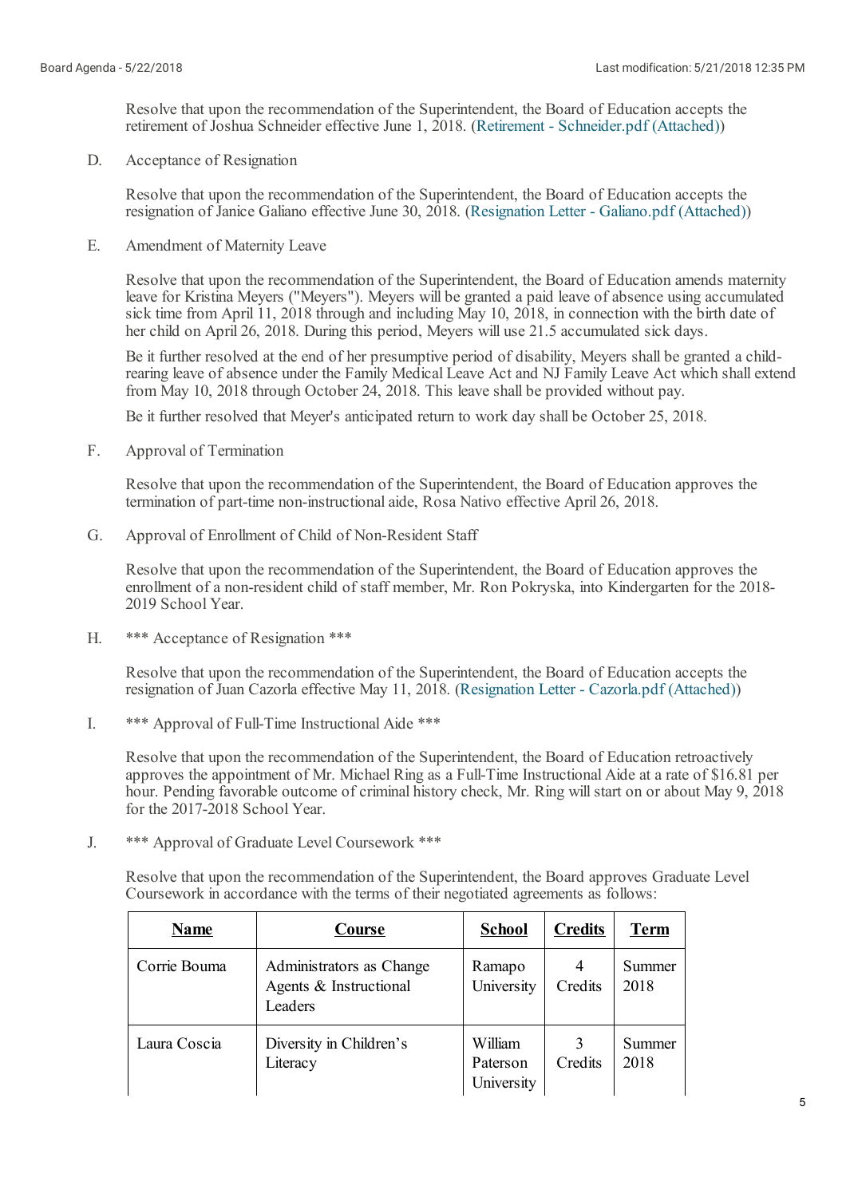Resolve that upon the recommendation of the Superintendent, the Board of Education accepts the retirement of Joshua Schneider effective June 1, 2018. (Retirement - Schneider.pdf (Attached))

D. Acceptance of Resignation

Resolve that upon the recommendation of the Superintendent, the Board of Education accepts the resignation of Janice Galiano effective June 30, 2018. (Resignation Letter - Galiano.pdf (Attached))

E. Amendment of Maternity Leave

Resolve that upon the recommendation of the Superintendent, the Board of Education amends maternity leave for Kristina Meyers ("Meyers"). Meyers will be granted a paid leave of absence using accumulated sick time from April 11, 2018 through and including May 10, 2018, in connection with the birth date of her child on April 26, 2018. During this period, Meyers will use 21.5 accumulated sick days.

Be it further resolved at the end of her presumptive period of disability, Meyers shall be granted a child-rearing leave of absence under the Family Medical Leave Act and NJ Family Leave Act which shall extend from May 10, 2018 through October 24, 2018. This leave shall be provided without pay.

Be it further resolved that Meyer's anticipated return to work day shall be October 25, 2018.

F. Approval of Termination

Resolve that upon the recommendation of the Superintendent, the Board of Education approves the termination of part-time non-instructional aide, Rosa Nativo effective April 26, 2018.

G. Approval of Enrollment of Child of Non-Resident Staff

Resolve that upon the recommendation of the Superintendent, the Board of Education approves the enrollment of a non-resident child of staff member, Mr. Ron Pokryska, into Kindergarten for the 2018-2019 School Year.

H. *** Acceptance of Resignation ***

Resolve that upon the recommendation of the Superintendent, the Board of Education accepts the resignation of Juan Cazorla effective May 11, 2018. (Resignation Letter - Cazorla.pdf (Attached))

I. *** Approval of Full-Time Instructional Aide ***

Resolve that upon the recommendation of the Superintendent, the Board of Education retroactively approves the appointment of Mr. Michael Ring as a Full-Time Instructional Aide at a rate of $16.81 per hour. Pending favorable outcome of criminal history check, Mr. Ring will start on or about May 9, 2018 for the 2017-2018 School Year.

J. *** Approval of Graduate Level Coursework ***

Resolve that upon the recommendation of the Superintendent, the Board approves Graduate Level Coursework in accordance with the terms of their negotiated agreements as follows:

| **Name** | **Course** | **School** | **Credits** | **Term** |
|---|---|---|---|---|
| Corrie Bouma | Administrators as Change Agents & Instructional Leaders | Ramapo University | 4 Credits | Summer 2018 |
| Laura Coscia | Diversity in Children's Literacy | William Paterson University | 3 Credits | Summer 2018 |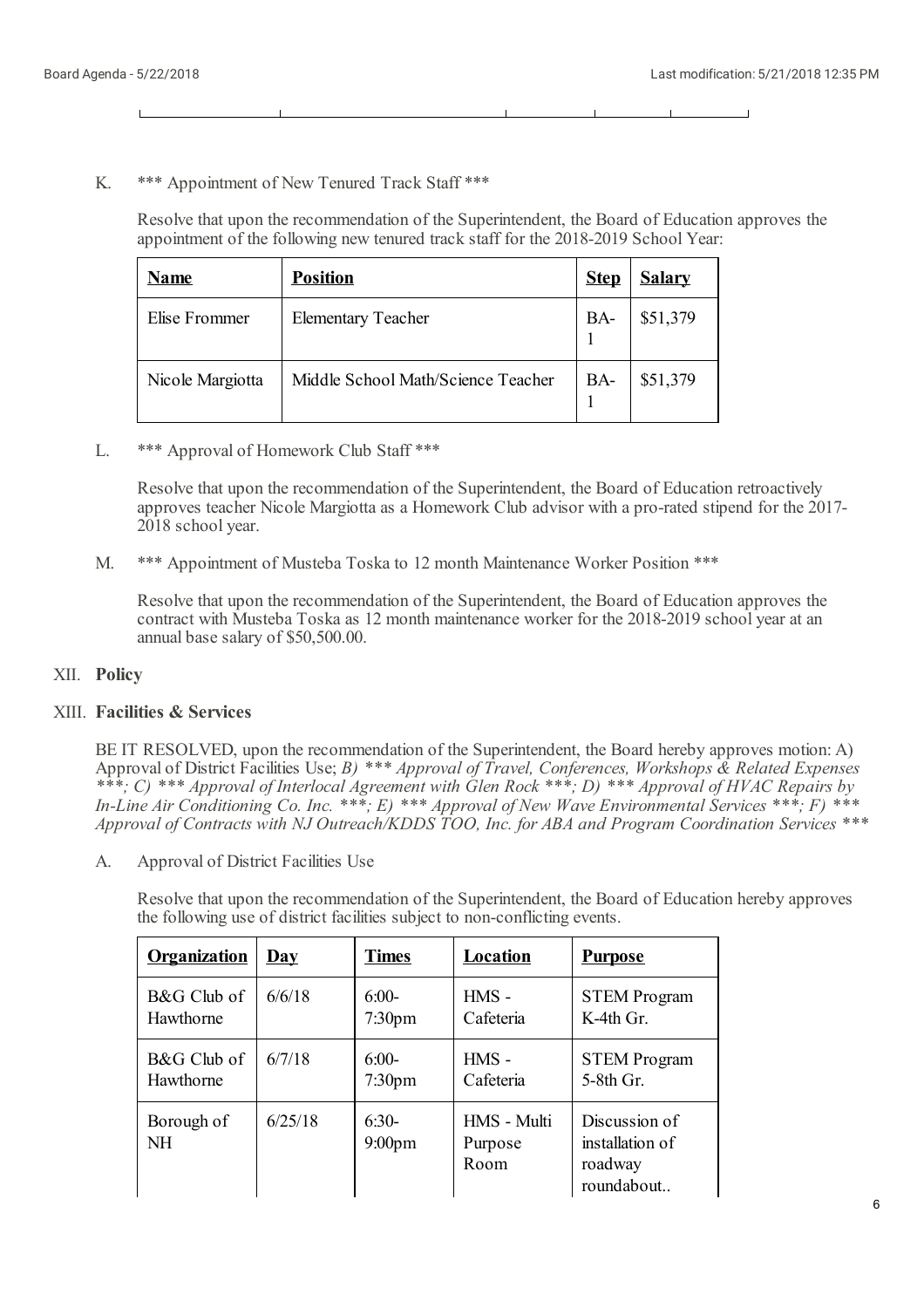K. *** Appointment of New Tenured Track Staff ***

Resolve that upon the recommendation of the Superintendent, the Board of Education approves the appointment of the following new tenured track staff for the 2018-2019 School Year:

| **Name** | **Position** | **Step** | **Salary** |
|---|---|---|---|
| Elise Frommer | Elementary Teacher | BA-1 | $51,379 |
| Nicole Margiotta | Middle School Math/Science Teacher | BA-1 | $51,379 |

L. *** Approval of Homework Club Staff ***

Resolve that upon the recommendation of the Superintendent, the Board of Education retroactively approves teacher Nicole Margiotta as a Homework Club advisor with a pro-rated stipend for the 2017-2018 school year.

M. *** Appointment of Musteba Toska to 12 month Maintenance Worker Position ***

Resolve that upon the recommendation of the Superintendent, the Board of Education approves the contract with Musteba Toska as 12 month maintenance worker for the 2018-2019 school year at an annual base salary of $50,500.00.

## XII. **Policy**

## XIII. **Facilities & Services**

BE IT RESOLVED, upon the recommendation of the Superintendent, the Board hereby approves motion: A) Approval of District Facilities Use; *B) *** Approval of Travel, Conferences, Workshops & Related Expenses ***; C) *** Approval of Interlocal Agreement with Glen Rock ***; D) *** Approval of HVAC Repairs by In-Line Air Conditioning Co. Inc. ***; E) *** Approval of New Wave Environmental Services ***; F) *** Approval of Contracts with NJ Outreach/KDDS TOO, Inc. for ABA and Program Coordination Services ****

A. Approval of District Facilities Use

Resolve that upon the recommendation of the Superintendent, the Board of Education hereby approves the following use of district facilities subject to non-conflicting events.

| **Organization** | **Day** | **Times** | **Location** | **Purpose** |
|---|---|---|---|---|
| B&G Club of Hawthorne | 6/6/18 | 6:00-7:30pm | HMS - Cafeteria | STEM Program K-4th Gr. |
| B&G Club of Hawthorne | 6/7/18 | 6:00-7:30pm | HMS - Cafeteria | STEM Program 5-8th Gr. |
| Borough of NH | 6/25/18 | 6:30-9:00pm | HMS - Multi Purpose Room | Discussion of installation of roadway roundabout.. |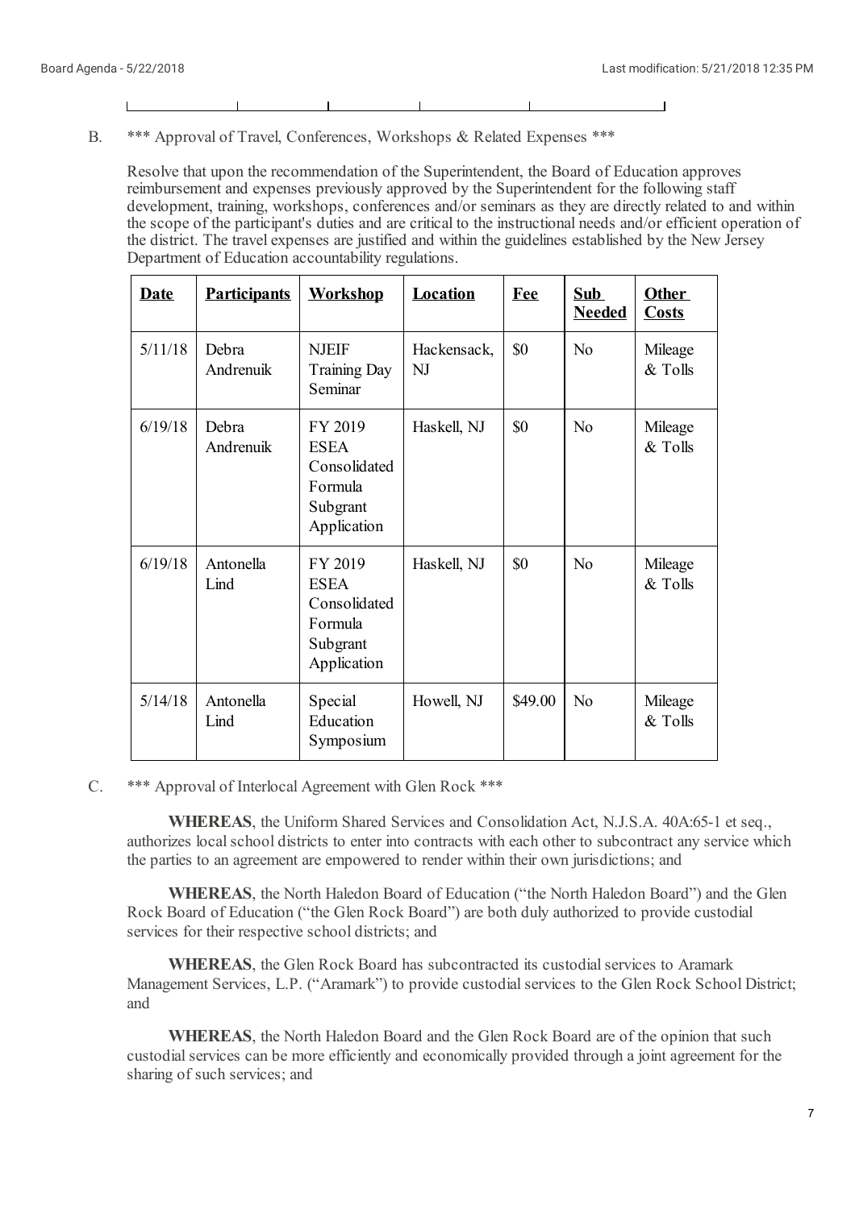B. \*\*\* Approval of Travel, Conferences, Workshops & Related Expenses \*\*\*

Resolve that upon the recommendation of the Superintendent, the Board of Education approves reimbursement and expenses previously approved by the Superintendent for the following staff development, training, workshops, conferences and/or seminars as they are directly related to and within the scope of the participant's duties and are critical to the instructional needs and/or efficient operation of the district. The travel expenses are justified and within the guidelines established by the New Jersey Department of Education accountability regulations.

| Date | Participants | Workshop | Location | Fee | Sub Needed | Other Costs |
|---|---|---|---|---|---|---|
| 5/11/18 | Debra Andrenuik | NJEIF Training Day Seminar | Hackensack, NJ | $0 | No | Mileage & Tolls |
| 6/19/18 | Debra Andrenuik | FY 2019 ESEA Consolidated Formula Subgrant Application | Haskell, NJ | $0 | No | Mileage & Tolls |
| 6/19/18 | Antonella Lind | FY 2019 ESEA Consolidated Formula Subgrant Application | Haskell, NJ | $0 | No | Mileage & Tolls |
| 5/14/18 | Antonella Lind | Special Education Symposium | Howell, NJ | $49.00 | No | Mileage & Tolls |

C. \*\*\* Approval of Interlocal Agreement with Glen Rock \*\*\*

**WHEREAS**, the Uniform Shared Services and Consolidation Act, N.J.S.A. 40A:65-1 et seq., authorizes local school districts to enter into contracts with each other to subcontract any service which the parties to an agreement are empowered to render within their own jurisdictions; and

**WHEREAS**, the North Haledon Board of Education ("the North Haledon Board") and the Glen Rock Board of Education ("the Glen Rock Board") are both duly authorized to provide custodial services for their respective school districts; and

**WHEREAS**, the Glen Rock Board has subcontracted its custodial services to Aramark Management Services, L.P. ("Aramark") to provide custodial services to the Glen Rock School District; and

**WHEREAS**, the North Haledon Board and the Glen Rock Board are of the opinion that such custodial services can be more efficiently and economically provided through a joint agreement for the sharing of such services; and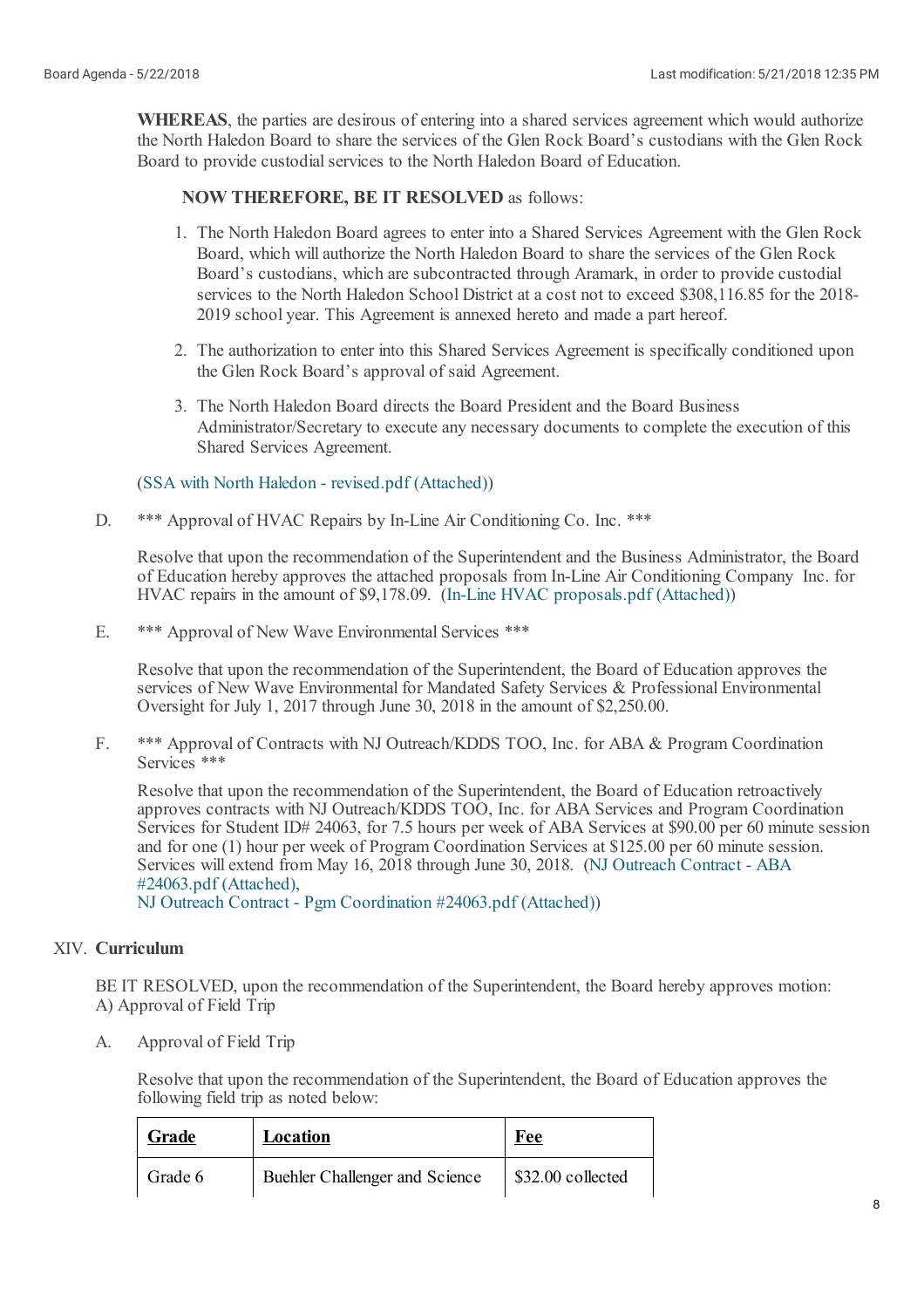**WHEREAS**, the parties are desirous of entering into a shared services agreement which would authorize the North Haledon Board to share the services of the Glen Rock Board's custodians with the Glen Rock Board to provide custodial services to the North Haledon Board of Education.

**NOW THEREFORE, BE IT RESOLVED** as follows:

1. The North Haledon Board agrees to enter into a Shared Services Agreement with the Glen Rock Board, which will authorize the North Haledon Board to share the services of the Glen Rock Board's custodians, which are subcontracted through Aramark, in order to provide custodial services to the North Haledon School District at a cost not to exceed $308,116.85 for the 2018-2019 school year. This Agreement is annexed hereto and made a part hereof.
2. The authorization to enter into this Shared Services Agreement is specifically conditioned upon the Glen Rock Board's approval of said Agreement.
3. The North Haledon Board directs the Board President and the Board Business Administrator/Secretary to execute any necessary documents to complete the execution of this Shared Services Agreement.

(SSA with North Haledon - revised.pdf (Attached))

D. *** Approval of HVAC Repairs by In-Line Air Conditioning Co. Inc. ***

Resolve that upon the recommendation of the Superintendent and the Business Administrator, the Board of Education hereby approves the attached proposals from In-Line Air Conditioning Company Inc. for HVAC repairs in the amount of $9,178.09. (In-Line HVAC proposals.pdf (Attached))

E. *** Approval of New Wave Environmental Services ***

Resolve that upon the recommendation of the Superintendent, the Board of Education approves the services of New Wave Environmental for Mandated Safety Services & Professional Environmental Oversight for July 1, 2017 through June 30, 2018 in the amount of $2,250.00.

F. *** Approval of Contracts with NJ Outreach/KDDS TOO, Inc. for ABA & Program Coordination Services ***

Resolve that upon the recommendation of the Superintendent, the Board of Education retroactively approves contracts with NJ Outreach/KDDS TOO, Inc. for ABA Services and Program Coordination Services for Student ID# 24063, for 7.5 hours per week of ABA Services at $90.00 per 60 minute session and for one (1) hour per week of Program Coordination Services at $125.00 per 60 minute session. Services will extend from May 16, 2018 through June 30, 2018. (NJ Outreach Contract - ABA #24063.pdf (Attached), NJ Outreach Contract - Pgm Coordination #24063.pdf (Attached))

## XIV. Curriculum

BE IT RESOLVED, upon the recommendation of the Superintendent, the Board hereby approves motion:
A) Approval of Field Trip

A. Approval of Field Trip

Resolve that upon the recommendation of the Superintendent, the Board of Education approves the following field trip as noted below:

| Grade | Location | Fee |
|---|---|---|
| Grade 6 | Buehler Challenger and Science | $32.00 collected |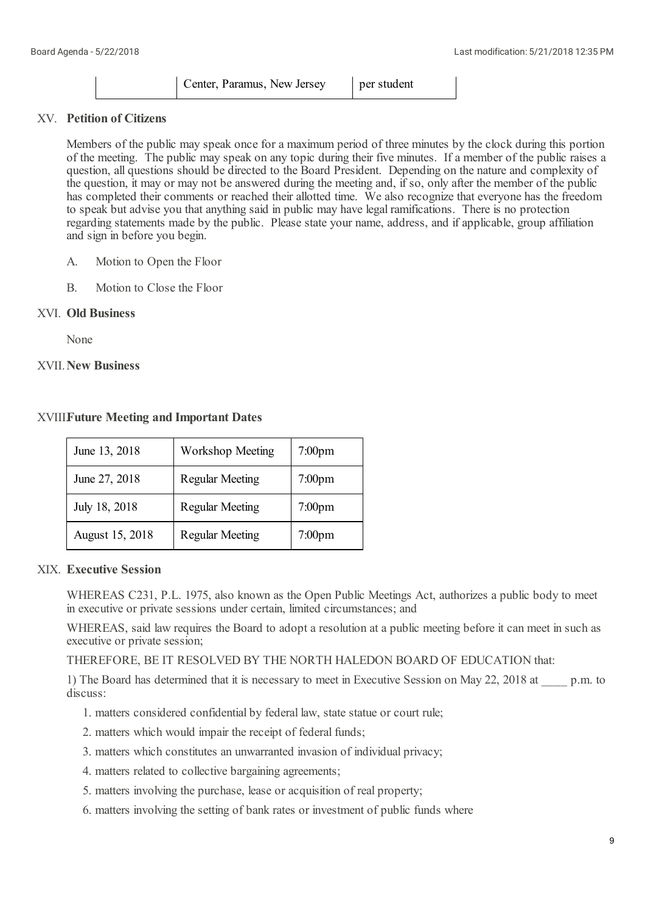| | Center, Paramus, New Jersey | per student |
|---|---|---|

## XV. **Petition of Citizens**

Members of the public may speak once for a maximum period of three minutes by the clock during this portion of the meeting. The public may speak on any topic during their five minutes. If a member of the public raises a question, all questions should be directed to the Board President. Depending on the nature and complexity of the question, it may or may not be answered during the meeting and, if so, only after the member of the public has completed their comments or reached their allotted time. We also recognize that everyone has the freedom to speak but advise you that anything said in public may have legal ramifications. There is no protection regarding statements made by the public. Please state your name, address, and if applicable, group affiliation and sign in before you begin.

A. Motion to Open the Floor

B. Motion to Close the Floor

## XVI. **Old Business**

None

## XVII. **New Business**

## XVIII **Future Meeting and Important Dates**

| June 13, 2018 | Workshop Meeting | 7:00pm |
|---|---|---|
| June 27, 2018 | Regular Meeting | 7:00pm |
| July 18, 2018 | Regular Meeting | 7:00pm |
| August 15, 2018 | Regular Meeting | 7:00pm |

## XIX. **Executive Session**

WHEREAS C231, P.L. 1975, also known as the Open Public Meetings Act, authorizes a public body to meet in executive or private sessions under certain, limited circumstances; and

WHEREAS, said law requires the Board to adopt a resolution at a public meeting before it can meet in such as executive or private session;

THEREFORE, BE IT RESOLVED BY THE NORTH HALEDON BOARD OF EDUCATION that:

1) The Board has determined that it is necessary to meet in Executive Session on May 22, 2018 at ____ p.m. to discuss:

1. matters considered confidential by federal law, state statue or court rule;
2. matters which would impair the receipt of federal funds;
3. matters which constitutes an unwarranted invasion of individual privacy;
4. matters related to collective bargaining agreements;
5. matters involving the purchase, lease or acquisition of real property;
6. matters involving the setting of bank rates or investment of public funds where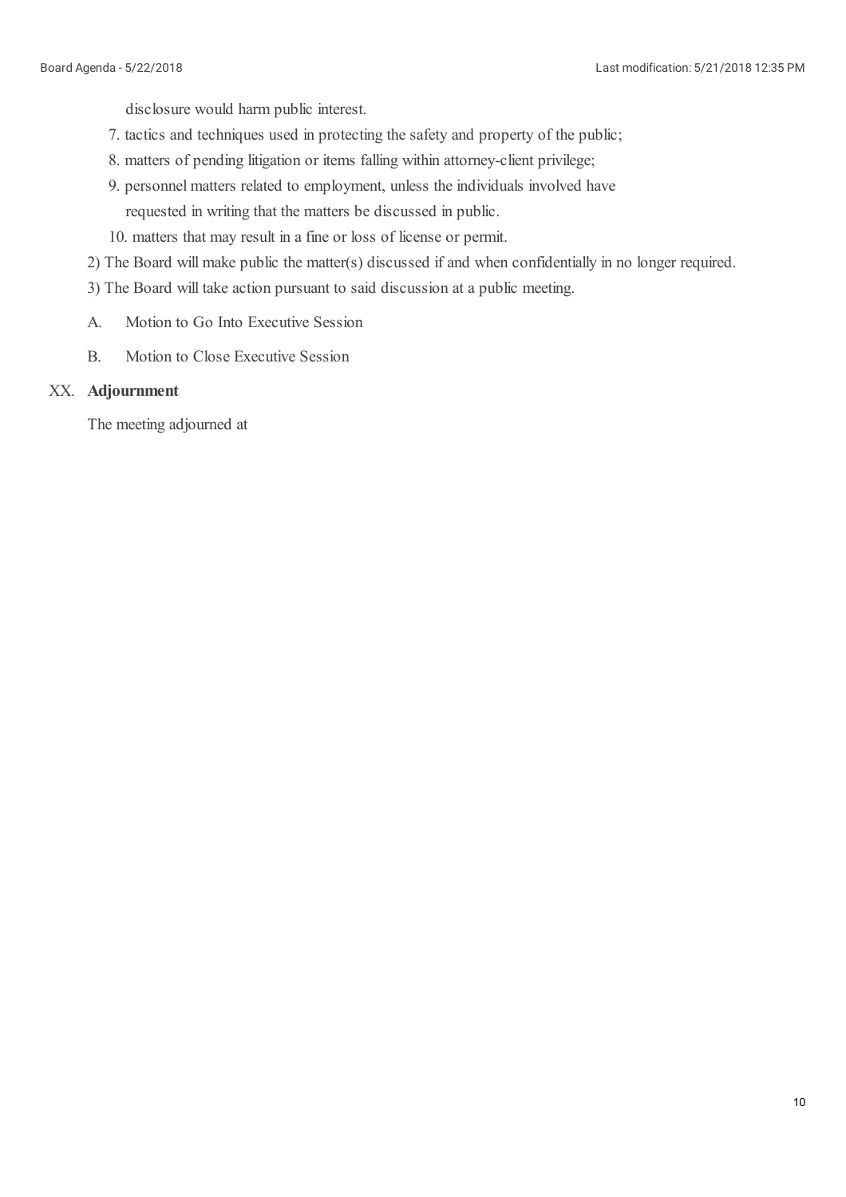disclosure would harm public interest.

7. tactics and techniques used in protecting the safety and property of the public;
8. matters of pending litigation or items falling within attorney-client privilege;
9. personnel matters related to employment, unless the individuals involved have requested in writing that the matters be discussed in public.
10. matters that may result in a fine or loss of license or permit.

2) The Board will make public the matter(s) discussed if and when confidentially in no longer required.

3) The Board will take action pursuant to said discussion at a public meeting.

A. Motion to Go Into Executive Session

B. Motion to Close Executive Session

XX. **Adjournment**

The meeting adjourned at